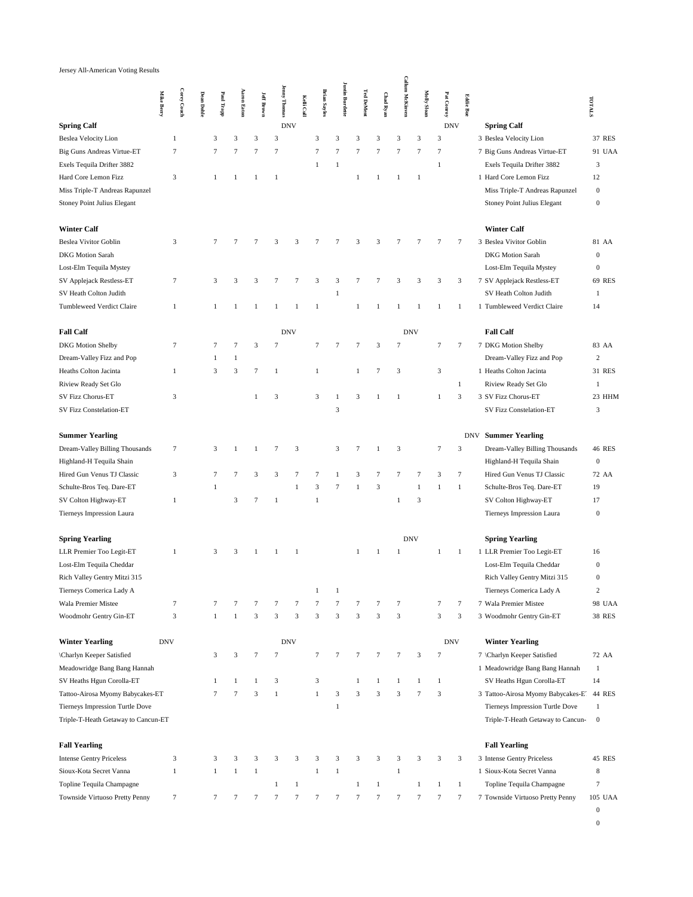Jersey All-American Voting Results

| | Mike Berry | Corey Couch | Dean Dahle | Paul Trapp | Aaron Eaton | Jeff Brown | Jenny Thomas | Kelli Cull | Brian Sayles | Justin Burdette | Ted DeMent | Chad Ryan | Callum McKinven | Molly Sloan | Pat Conroy | Eddie Bue | | TOTALS | |
|---|---|---|---|---|---|---|---|---|---|---|---|---|---|---|---|---|---|---|---|
| **Spring Calf** | | | | | | | DNV | | | | | | | | DNV | | **Spring Calf** | | |
| Beslea Velocity Lion | 1 | | 3 | 3 | 3 | 3 | | 3 | 3 | 3 | 3 | 3 | 3 | 3 | | 3 | Beslea Velocity Lion | 37 | RES |
| Big Guns Andreas Virtue-ET | 7 | | 7 | 7 | 7 | 7 | | 7 | 7 | 7 | 7 | 7 | 7 | 7 | | 7 | Big Guns Andreas Virtue-ET | 91 | UAA |
| Exels Tequila Drifter 3882 | | | | | | | | 1 | 1 | | | | | 1 | | | Exels Tequila Drifter 3882 | 3 | |
| Hard Core Lemon Fizz | 3 | | 1 | 1 | 1 | 1 | | | | 1 | 1 | 1 | 1 | | | 1 | Hard Core Lemon Fizz | 12 | |
| Miss Triple-T Andreas Rapunzel | | | | | | | | | | | | | | | | | Miss Triple-T Andreas Rapunzel | 0 | |
| Stoney Point Julius Elegant | | | | | | | | | | | | | | | | | Stoney Point Julius Elegant | 0 | |
| **Winter Calf** | | | | | | | | | | | | | | | | | **Winter Calf** | | |
| Beslea Vivitor Goblin | 3 | | 7 | 7 | 7 | 3 | 3 | 7 | 7 | 3 | 3 | 7 | 7 | 7 | 7 | 3 | Beslea Vivitor Goblin | 81 | AA |
| DKG Motion Sarah | | | | | | | | | | | | | | | | | DKG Motion Sarah | 0 | |
| Lost-Elm Tequila Mystey | | | | | | | | | | | | | | | | | Lost-Elm Tequila Mystey | 0 | |
| SV Applejack Restless-ET | 7 | | 3 | 3 | 3 | 7 | 7 | 3 | 3 | 7 | 7 | 3 | 3 | 3 | 3 | 7 | SV Applejack Restless-ET | 69 | RES |
| SV Heath Colton Judith | | | | | | | | | 1 | | | | | | | | SV Heath Colton Judith | 1 | |
| Tumbleweed Verdict Claire | 1 | | 1 | 1 | 1 | 1 | 1 | 1 | | 1 | 1 | 1 | 1 | 1 | 1 | 1 | Tumbleweed Verdict Claire | 14 | |
| **Fall Calf** | | | | | | | DNV | | | | | | DNV | | | | **Fall Calf** | | |
| DKG Motion Shelby | 7 | | 7 | 7 | 3 | 7 | | 7 | 7 | 7 | 3 | 7 | | 7 | 7 | 7 | DKG Motion Shelby | 83 | AA |
| Dream-Valley Fizz and Pop | | | 1 | 1 | | | | | | | | | | | | | Dream-Valley Fizz and Pop | 2 | |
| Heaths Colton Jacinta | 1 | | 3 | 3 | 7 | 1 | | 1 | | 1 | 7 | 3 | | 3 | | 1 | Heaths Colton Jacinta | 31 | RES |
| Riview Ready Set Glo | | | | | | | | | | | | | | | 1 | | Riview Ready Set Glo | 1 | |
| SV Fizz Chorus-ET | 3 | | | | 1 | 3 | | 3 | 1 | 3 | 1 | 1 | | 1 | 3 | 3 | SV Fizz Chorus-ET | 23 | HHM |
| SV Fizz Constelation-ET | | | | | | | | | 3 | | | | | | | | SV Fizz Constelation-ET | 3 | |
| **Summer Yearling** | | | | | | | | | | | | | | | | DNV | **Summer Yearling** | | |
| Dream-Valley Billing Thousands | 7 | | 3 | 1 | 1 | 7 | 3 | | 3 | 7 | 1 | 3 | | 7 | 3 | | Dream-Valley Billing Thousands | 46 | RES |
| Highland-H Tequila Shain | | | | | | | | | | | | | | | | | Highland-H Tequila Shain | 0 | |
| Hired Gun Venus TJ Classic | 3 | | 7 | 7 | 3 | 3 | 7 | 7 | 1 | 3 | 7 | 7 | 7 | 3 | 7 | | Hired Gun Venus TJ Classic | 72 | AA |
| Schulte-Bros Teq. Dare-ET | | | 1 | | | | 1 | 3 | 7 | 1 | 3 | | 1 | 1 | 1 | | Schulte-Bros Teq. Dare-ET | 19 | |
| SV Colton Highway-ET | 1 | | | 3 | 7 | 1 | | 1 | | | | 1 | 3 | | | | SV Colton Highway-ET | 17 | |
| Tierneys Impression Laura | | | | | | | | | | | | | | | | | Tierneys Impression Laura | 0 | |
| **Spring Yearling** | | | | | | | | | | | | | DNV | | | | **Spring Yearling** | | |
| LLR Premier Too Legit-ET | 1 | | 3 | 3 | 1 | 1 | 1 | | | 1 | 1 | 1 | | 1 | 1 | 1 | LLR Premier Too Legit-ET | 16 | |
| Lost-Elm Tequila Cheddar | | | | | | | | | | | | | | | | | Lost-Elm Tequila Cheddar | 0 | |
| Rich Valley Gentry Mitzi 315 | | | | | | | | | | | | | | | | | Rich Valley Gentry Mitzi 315 | 0 | |
| Tierneys Comerica Lady A | | | | | | | | 1 | 1 | | | | | | | | Tierneys Comerica Lady A | 2 | |
| Wala Premier Mistee | 7 | | 7 | 7 | 7 | 7 | 7 | 7 | 7 | 7 | 7 | 7 | | 7 | 7 | 7 | Wala Premier Mistee | 98 | UAA |
| Woodmohr Gentry Gin-ET | 3 | | 1 | 1 | 3 | 3 | 3 | 3 | 3 | 3 | 3 | 3 | | 3 | 3 | 3 | Woodmohr Gentry Gin-ET | 38 | RES |
| **Winter Yearling** | DNV | | | | | | DNV | | | | | | | | DNV | | **Winter Yearling** | | |
| \Charlyn Keeper Satisfied | | | 3 | 3 | 7 | 7 | | 7 | 7 | 7 | 7 | 7 | 3 | 7 | | 7 | \Charlyn Keeper Satisfied | 72 | AA |
| Meadowridge Bang Bang Hannah | | | | | | | | | | | | | | | | 1 | Meadowridge Bang Bang Hannah | 1 | |
| SV Heaths Hgun Corolla-ET | | | 1 | 1 | 1 | 3 | | 3 | | 1 | 1 | 1 | 1 | 1 | | | SV Heaths Hgun Corolla-ET | 14 | |
| Tattoo-Airosa Myomy Babycakes-ET | | | 7 | 7 | 3 | 1 | | 1 | 3 | 3 | 3 | 3 | 7 | 3 | | 3 | Tattoo-Airosa Myomy Babycakes-E' | 44 | RES |
| Tierneys Impression Turtle Dove | | | | | | | | | 1 | | | | | | | | Tierneys Impression Turtle Dove | 1 | |
| Triple-T-Heath Getaway to Cancun-ET | | | | | | | | | | | | | | | | | Triple-T-Heath Getaway to Cancun- | 0 | |
| **Fall Yearling** | | | | | | | | | | | | | | | | | **Fall Yearling** | | |
| Intense Gentry Priceless | 3 | | 3 | 3 | 3 | 3 | 3 | 3 | 3 | 3 | 3 | 3 | 3 | 3 | 3 | 3 | Intense Gentry Priceless | 45 | RES |
| Sioux-Kota Secret Vanna | 1 | | 1 | 1 | 1 | | | 1 | 1 | | | 1 | | | | 1 | Sioux-Kota Secret Vanna | 8 | |
| Topline Tequila Champagne | | | | | | 1 | 1 | | | 1 | 1 | | 1 | 1 | 1 | | Topline Tequila Champagne | 7 | |
| Townside Virtuoso Pretty Penny | 7 | | 7 | 7 | 7 | 7 | 7 | 7 | 7 | 7 | 7 | 7 | 7 | 7 | 7 | 7 | Townside Virtuoso Pretty Penny | 105 | UAA |
| | | | | | | | | | | | | | | | | | | 0 | |
| | | | | | | | | | | | | | | | | | | 0 | |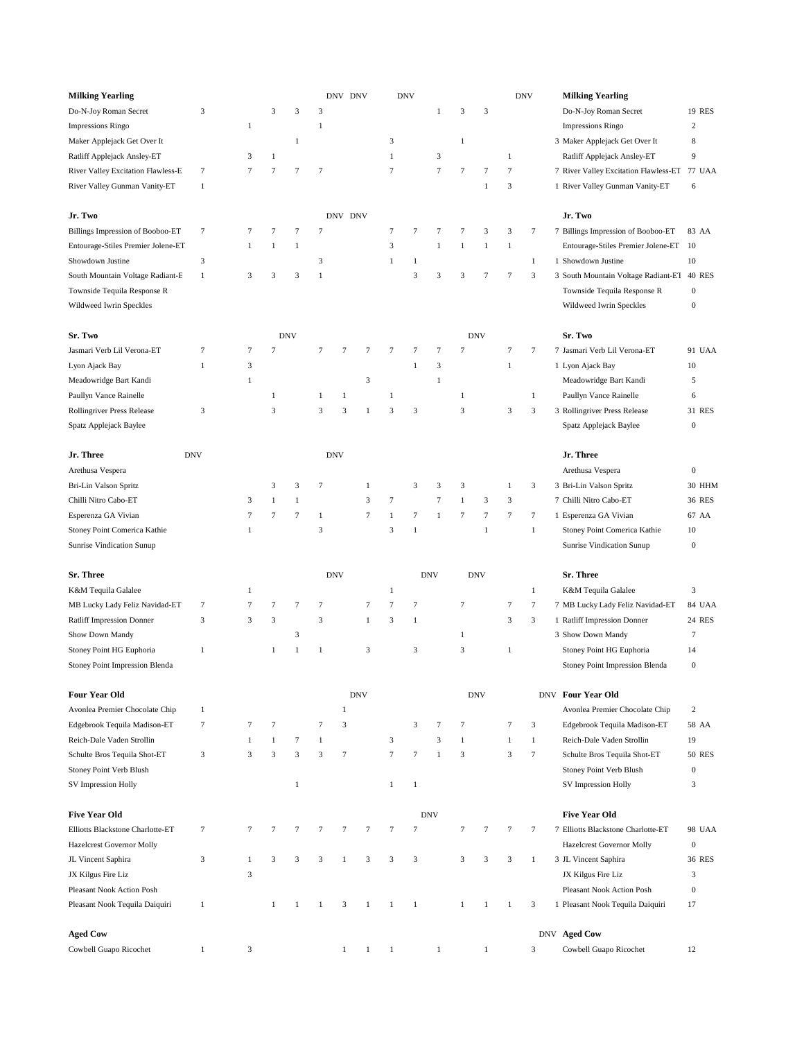| | | | | | | | | | | | | | | | | | | | |
|---|---|---|---|---|---|---|---|---|---|---|---|---|---|---|---|---|---|---|---|
| **Milking Yearling** | | | | | | | DNV | DNV | | DNV | | | | | DNV | | **Milking Yearling** | | |
| Do-N-Joy Roman Secret | 3 | | | 3 | 3 | 3 | | | | | 1 | 3 | 3 | | | | Do-N-Joy Roman Secret | 19 | RES |
| Impressions Ringo | | | 1 | | | 1 | | | | | | | | | | | Impressions Ringo | 2 | |
| Maker Applejack Get Over It | | | | | 1 | | | | 3 | | | 1 | | | | 3 | Maker Applejack Get Over It | 8 | |
| Ratliff Applejack Ansley-ET | | | 3 | 1 | | | | | 1 | | 3 | | | 1 | | | Ratliff Applejack Ansley-ET | 9 | |
| River Valley Excitation Flawless-E | 7 | | 7 | 7 | 7 | 7 | | | 7 | | 7 | 7 | 7 | 7 | | 7 | River Valley Excitation Flawless-ET | 77 | UAA |
| River Valley Gunman Vanity-ET | 1 | | | | | | | | | | | | 1 | 3 | | 1 | River Valley Gunman Vanity-ET | 6 | |
| **Jr. Two** | | | | | | | DNV | DNV | | | | | | | | | **Jr. Two** | | |
| Billings Impression of Booboo-ET | 7 | | 7 | 7 | 7 | 7 | | | 7 | 7 | 7 | 7 | 3 | 3 | 7 | 7 | Billings Impression of Booboo-ET | 83 | AA |
| Entourage-Stiles Premier Jolene-ET | | | 1 | 1 | 1 | | | | 3 | | 1 | 1 | 1 | 1 | | | Entourage-Stiles Premier Jolene-ET | 10 | |
| Showdown Justine | 3 | | | | | 3 | | | 1 | 1 | | | | | 1 | 1 | Showdown Justine | 10 | |
| South Mountain Voltage Radiant-E | 1 | | 3 | 3 | 3 | 1 | | | | 3 | 3 | 3 | 7 | 7 | 3 | 3 | South Mountain Voltage Radiant-ET | 40 | RES |
| Townside Tequila Response R | | | | | | | | | | | | | | | | | Townside Tequila Response R | 0 | |
| Wildweed Iwrin Speckles | | | | | | | | | | | | | | | | | Wildweed Iwrin Speckles | 0 | |
| **Sr. Two** | | | | | DNV | | | | | | | | DNV | | | | **Sr. Two** | | |
| Jasmari Verb Lil Verona-ET | 7 | | 7 | 7 | | 7 | 7 | 7 | 7 | 7 | 7 | 7 | | 7 | 7 | 7 | Jasmari Verb Lil Verona-ET | 91 | UAA |
| Lyon Ajack Bay | 1 | | 3 | | | | | | | 1 | 3 | | | 1 | | 1 | Lyon Ajack Bay | 10 | |
| Meadowridge Bart Kandi | | | 1 | | | | | 3 | | | 1 | | | | | | Meadowridge Bart Kandi | 5 | |
| Paullyn Vance Rainelle | | | | 1 | | 1 | 1 | | 1 | | | 1 | | | 1 | | Paullyn Vance Rainelle | 6 | |
| Rollingriver Press Release | 3 | | | 3 | | 3 | 3 | 1 | 3 | 3 | | 3 | | 3 | 3 | 3 | Rollingriver Press Release | 31 | RES |
| Spatz Applejack Baylee | | | | | | | | | | | | | | | | | Spatz Applejack Baylee | 0 | |
| **Jr. Three** | DNV | | | | | | DNV | | | | | | | | | | **Jr. Three** | | |
| Arethusa Vespera | | | | | | | | | | | | | | | | | Arethusa Vespera | 0 | |
| Bri-Lin Valson Spritz | | | | 3 | 3 | 7 | | 1 | | 3 | 3 | 3 | | 1 | 3 | 3 | Bri-Lin Valson Spritz | 30 | HHM |
| Chilli Nitro Cabo-ET | | | 3 | 1 | 1 | | | 3 | 7 | | 7 | 1 | 3 | 3 | | 7 | Chilli Nitro Cabo-ET | 36 | RES |
| Esperenza GA Vivian | | | 7 | 7 | 7 | 1 | | 7 | 1 | 7 | 1 | 7 | 7 | 7 | 7 | 1 | Esperenza GA Vivian | 67 | AA |
| Stoney Point Comerica Kathie | | | 1 | | | 3 | | | 3 | 1 | | | 1 | | 1 | | Stoney Point Comerica Kathie | 10 | |
| Sunrise Vindication Sunup | | | | | | | | | | | | | | | | | Sunrise Vindication Sunup | 0 | |
| **Sr. Three** | | | | | | | DNV | | | | DNV | | DNV | | | | **Sr. Three** | | |
| K&M Tequila Galalee | | | 1 | | | | | | 1 | | | | | | 1 | | K&M Tequila Galalee | 3 | |
| MB Lucky Lady Feliz Navidad-ET | 7 | | 7 | 7 | 7 | 7 | | 7 | 7 | 7 | | 7 | | 7 | 7 | 7 | MB Lucky Lady Feliz Navidad-ET | 84 | UAA |
| Ratliff Impression Donner | 3 | | 3 | 3 | | 3 | | 1 | 3 | 1 | | | | 3 | 3 | 1 | Ratliff Impression Donner | 24 | RES |
| Show Down Mandy | | | | | 3 | | | | | | | 1 | | | | 3 | Show Down Mandy | 7 | |
| Stoney Point HG Euphoria | 1 | | | 1 | 1 | 1 | | 3 | | 3 | | 3 | | 1 | | | Stoney Point HG Euphoria | 14 | |
| Stoney Point Impression Blenda | | | | | | | | | | | | | | | | | Stoney Point Impression Blenda | 0 | |
| **Four Year Old** | | | | | | | | DNV | | | | | DNV | | | DNV | **Four Year Old** | | |
| Avonlea Premier Chocolate Chip | 1 | | | | | | 1 | | | | | | | | | | Avonlea Premier Chocolate Chip | 2 | |
| Edgebrook Tequila Madison-ET | 7 | | 7 | 7 | | 7 | 3 | | | 3 | 7 | 7 | | 7 | 3 | | Edgebrook Tequila Madison-ET | 58 | AA |
| Reich-Dale Vaden Strollin | | | 1 | 1 | 7 | 1 | | | 3 | | 3 | 1 | | 1 | 1 | | Reich-Dale Vaden Strollin | 19 | |
| Schulte Bros Tequila Shot-ET | 3 | | 3 | 3 | 3 | 3 | 7 | | 7 | 7 | 1 | 3 | | 3 | 7 | | Schulte Bros Tequila Shot-ET | 50 | RES |
| Stoney Point Verb Blush | | | | | | | | | | | | | | | | | Stoney Point Verb Blush | 0 | |
| SV Impression Holly | | | | | 1 | | | | 1 | 1 | | | | | | | SV Impression Holly | 3 | |
| **Five Year Old** | | | | | | | | | | | DNV | | | | | | **Five Year Old** | | |
| Elliotts Blackstone Charlotte-ET | 7 | | 7 | 7 | 7 | 7 | 7 | 7 | 7 | 7 | | 7 | 7 | 7 | 7 | 7 | Elliotts Blackstone Charlotte-ET | 98 | UAA |
| Hazelcrest Governor Molly | | | | | | | | | | | | | | | | | Hazelcrest Governor Molly | 0 | |
| JL Vincent Saphira | 3 | | 1 | 3 | 3 | 3 | 1 | 3 | 3 | 3 | | 3 | 3 | 3 | 1 | 3 | JL Vincent Saphira | 36 | RES |
| JX Kilgus Fire Liz | | | 3 | | | | | | | | | | | | | | JX Kilgus Fire Liz | 3 | |
| Pleasant Nook Action Posh | | | | | | | | | | | | | | | | | Pleasant Nook Action Posh | 0 | |
| Pleasant Nook Tequila Daiquiri | 1 | | | 1 | 1 | 1 | 3 | 1 | 1 | 1 | | 1 | 1 | 1 | 3 | 1 | Pleasant Nook Tequila Daiquiri | 17 | |
| **Aged Cow** | | | | | | | | | | | | | | | | DNV | **Aged Cow** | | |
| Cowbell Guapo Ricochet | 1 | | 3 | | | | 1 | 1 | 1 | | 1 | | 1 | | 3 | | Cowbell Guapo Ricochet | 12 | |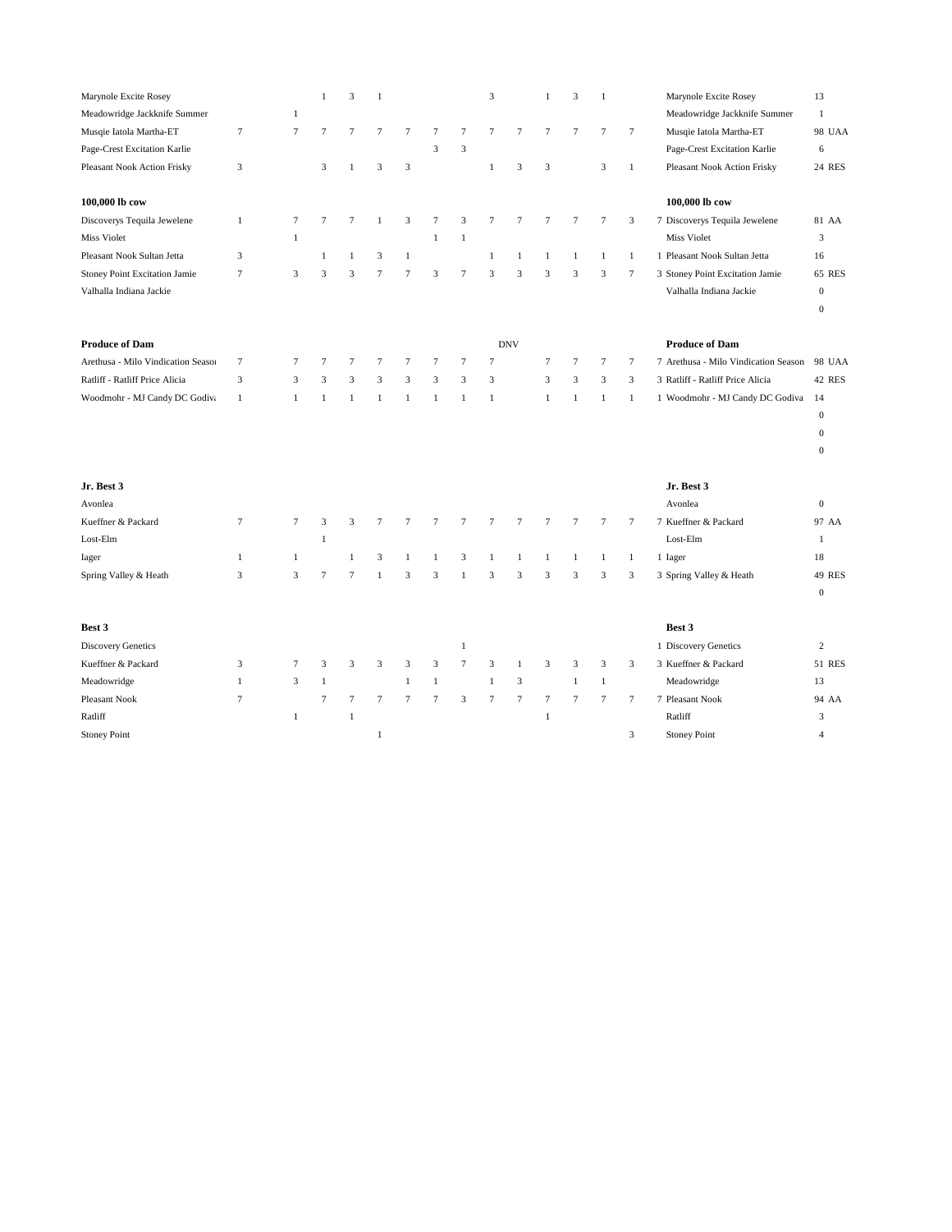| | | | | | | | | | | | | | | | | | | | |
|---|---|---|---|---|---|---|---|---|---|---|---|---|---|---|---|---|---|---|---|
| Marynole Excite Rosey | | | | 1 | 3 | 1 | | | | 3 | | 1 | 3 | 1 | | | Marynole Excite Rosey | 13 | |
| Meadowridge Jackknife Summer | | | 1 | | | | | | | | | | | | | | Meadowridge Jackknife Summer | 1 | |
| Musqie Iatola Martha-ET | 7 | | 7 | 7 | 7 | 7 | 7 | 7 | 7 | 7 | 7 | 7 | 7 | 7 | 7 | | Musqie Iatola Martha-ET | 98 | UAA |
| Page-Crest Excitation Karlie | | | | | | | | 3 | 3 | | | | | | | | Page-Crest Excitation Karlie | 6 | |
| Pleasant Nook Action Frisky | 3 | | | 3 | 1 | 3 | 3 | | | 1 | 3 | 3 | | 3 | 1 | | Pleasant Nook Action Frisky | 24 | RES |
| | | | | | | | | | | | | | | | | | | | |
| **100,000 lb cow** | | | | | | | | | | | | | | | | | **100,000 lb cow** | | |
| Discoverys Tequila Jewelene | 1 | | 7 | 7 | 7 | 1 | 3 | 7 | 3 | 7 | 7 | 7 | 7 | 7 | 3 | 7 | Discoverys Tequila Jewelene | 81 | AA |
| Miss Violet | | | 1 | | | | | 1 | 1 | | | | | | | | Miss Violet | 3 | |
| Pleasant Nook Sultan Jetta | 3 | | | 1 | 1 | 3 | 1 | | | 1 | 1 | 1 | 1 | 1 | 1 | 1 | Pleasant Nook Sultan Jetta | 16 | |
| Stoney Point Excitation Jamie | 7 | | 3 | 3 | 3 | 7 | 7 | 3 | 7 | 3 | 3 | 3 | 3 | 3 | 7 | 3 | Stoney Point Excitation Jamie | 65 | RES |
| Valhalla Indiana Jackie | | | | | | | | | | | | | | | | | Valhalla Indiana Jackie | 0 | |
| | | | | | | | | | | | | | | | | | | 0 | |
| | | | | | | | | | | | | | | | | | | | |
| **Produce of Dam** | | | | | | | | | | | DNV | | | | | | **Produce of Dam** | | |
| Arethusa - Milo Vindication Season | 7 | | 7 | 7 | 7 | 7 | 7 | 7 | 7 | 7 | | 7 | 7 | 7 | 7 | 7 | Arethusa - Milo Vindication Season | 98 | UAA |
| Ratliff - Ratliff Price Alicia | 3 | | 3 | 3 | 3 | 3 | 3 | 3 | 3 | 3 | | 3 | 3 | 3 | 3 | 3 | Ratliff - Ratliff Price Alicia | 42 | RES |
| Woodmohr - MJ Candy DC Godiva | 1 | | 1 | 1 | 1 | 1 | 1 | 1 | 1 | 1 | | 1 | 1 | 1 | 1 | 1 | Woodmohr - MJ Candy DC Godiva | 14 | |
| | | | | | | | | | | | | | | | | | | 0 | |
| | | | | | | | | | | | | | | | | | | 0 | |
| | | | | | | | | | | | | | | | | | | 0 | |
| | | | | | | | | | | | | | | | | | | | |
| **Jr. Best 3** | | | | | | | | | | | | | | | | | **Jr. Best 3** | | |
| Avonlea | | | | | | | | | | | | | | | | | Avonlea | 0 | |
| Kueffner & Packard | 7 | | 7 | 3 | 3 | 7 | 7 | 7 | 7 | 7 | 7 | 7 | 7 | 7 | 7 | 7 | Kueffner & Packard | 97 | AA |
| Lost-Elm | | | | 1 | | | | | | | | | | | | | Lost-Elm | 1 | |
| Iager | 1 | | 1 | | 1 | 3 | 1 | 1 | 3 | 1 | 1 | 1 | 1 | 1 | 1 | 1 | Iager | 18 | |
| Spring Valley & Heath | 3 | | 3 | 7 | 7 | 1 | 3 | 3 | 1 | 3 | 3 | 3 | 3 | 3 | 3 | 3 | Spring Valley & Heath | 49 | RES |
| | | | | | | | | | | | | | | | | | | 0 | |
| | | | | | | | | | | | | | | | | | | | |
| **Best 3** | | | | | | | | | | | | | | | | | **Best 3** | | |
| Discovery Genetics | | | | | | | | | 1 | | | | | | | 1 | Discovery Genetics | 2 | |
| Kueffner & Packard | 3 | | 7 | 3 | 3 | 3 | 3 | 3 | 7 | 3 | 1 | 3 | 3 | 3 | 3 | 3 | Kueffner & Packard | 51 | RES |
| Meadowridge | 1 | | 3 | 1 | | | 1 | 1 | | 1 | 3 | | 1 | 1 | | | Meadowridge | 13 | |
| Pleasant Nook | 7 | | | 7 | 7 | 7 | 7 | 7 | 3 | 7 | 7 | 7 | 7 | 7 | 7 | 7 | Pleasant Nook | 94 | AA |
| Ratliff | | | 1 | | 1 | | | | | | | 1 | | | | | Ratliff | 3 | |
| Stoney Point | | | | | | 1 | | | | | | | | | 3 | | Stoney Point | 4 | |